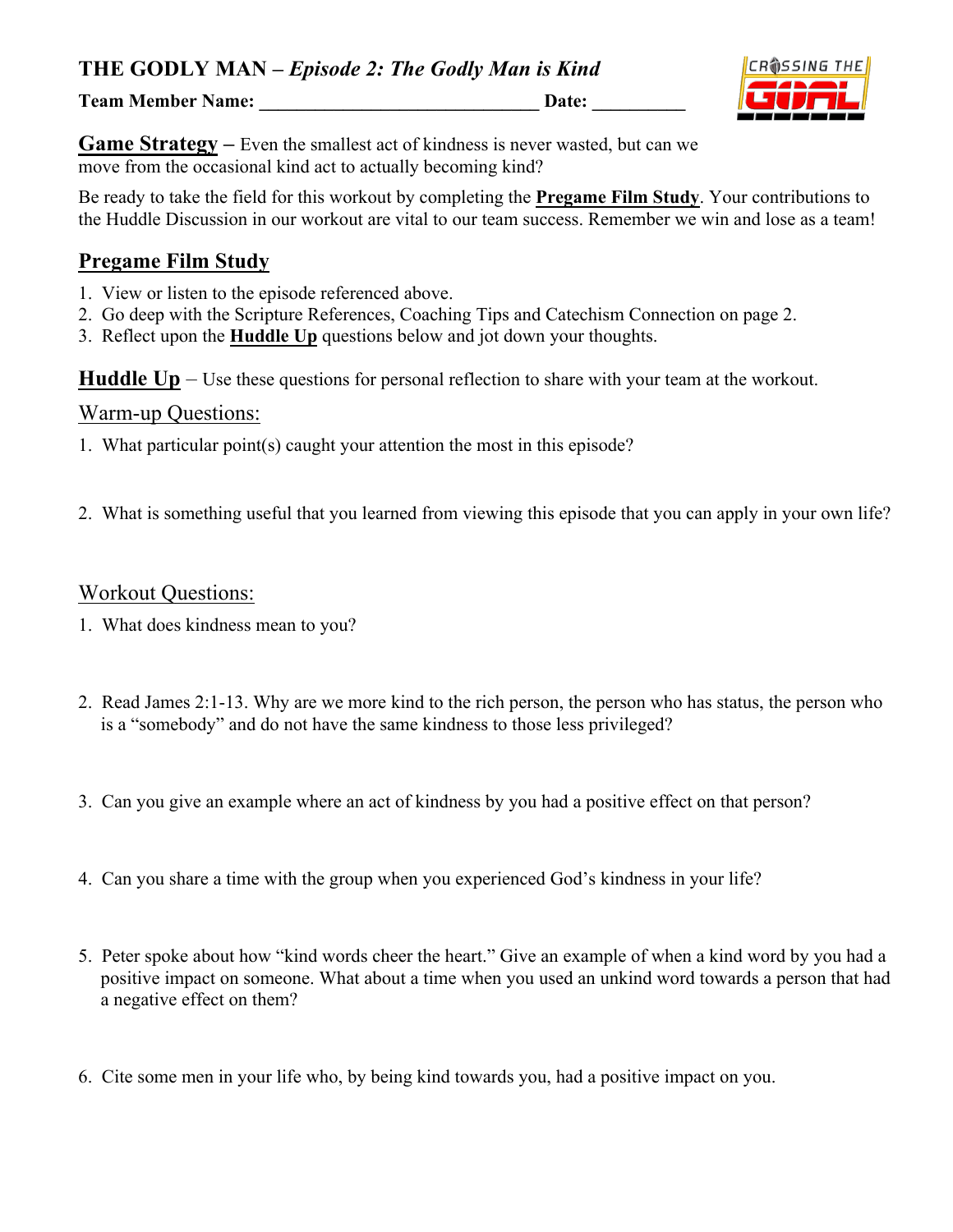# THE GODLY MAN – *Episode 2: The Godly Man is Kind*

**Team Member Name: \_\_\_\_\_\_\_\_\_\_\_\_\_\_\_\_\_\_\_\_\_\_\_\_\_\_\_\_\_\_ Date: \_\_\_\_\_\_\_\_\_\_**

**Game Strategy –** Even the smallest act of kindness is never wasted, but can we move from the occasional kind act to actually becoming kind?

Be ready to take the field for this workout by completing the **Pregame Film Study**. Your contributions to the Huddle Discussion in our workout are vital to our team success. Remember we win and lose as a team!

## Pregame Film Study

1. View or listen to the episode referenced above.
2. Go deep with the Scripture References, Coaching Tips and Catechism Connection on page 2.
3. Reflect upon the **Huddle Up** questions below and jot down your thoughts.

**Huddle Up** – Use these questions for personal reflection to share with your team at the workout.

### Warm-up Questions:

1. What particular point(s) caught your attention the most in this episode?

2. What is something useful that you learned from viewing this episode that you can apply in your own life?

### Workout Questions:

1. What does kindness mean to you?

2. Read James 2:1-13. Why are we more kind to the rich person, the person who has status, the person who is a "somebody" and do not have the same kindness to those less privileged?

3. Can you give an example where an act of kindness by you had a positive effect on that person?

4. Can you share a time with the group when you experienced God's kindness in your life?

5. Peter spoke about how "kind words cheer the heart." Give an example of when a kind word by you had a positive impact on someone. What about a time when you used an unkind word towards a person that had a negative effect on them?

6. Cite some men in your life who, by being kind towards you, had a positive impact on you.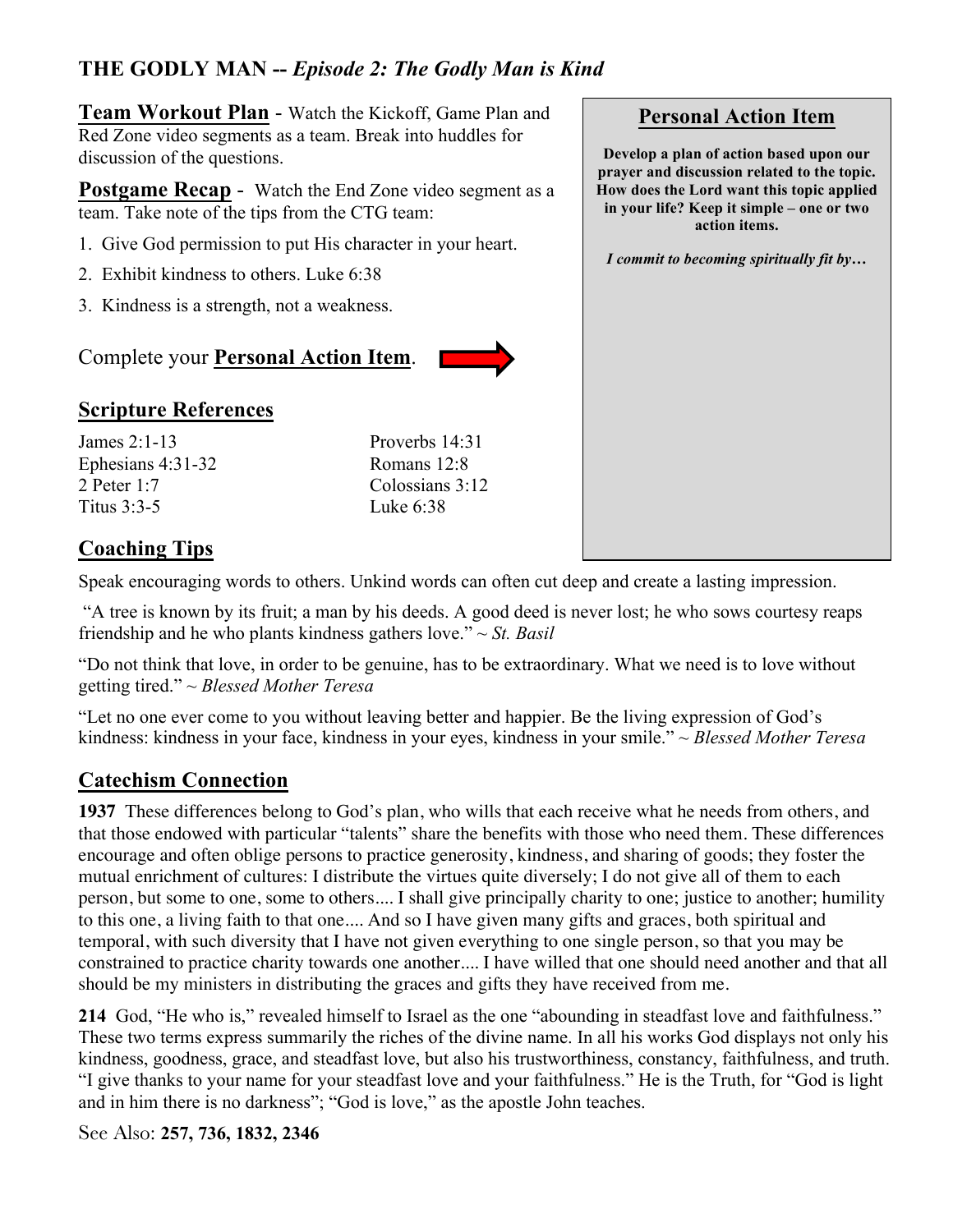## THE GODLY MAN -- *Episode 2: The Godly Man is Kind*

**Team Workout Plan** - Watch the Kickoff, Game Plan and Red Zone video segments as a team. Break into huddles for discussion of the questions.

**Postgame Recap** - Watch the End Zone video segment as a team. Take note of the tips from the CTG team:

1. Give God permission to put His character in your heart.
2. Exhibit kindness to others. Luke 6:38
3. Kindness is a strength, not a weakness.

Complete your **Personal Action Item**.

### Personal Action Item

**Develop a plan of action based upon our prayer and discussion related to the topic. How does the Lord want this topic applied in your life? Keep it simple – one or two action items.**

***I commit to becoming spiritually fit by…***

### Scripture References

James 2:1-13
Ephesians 4:31-32
2 Peter 1:7
Titus 3:3-5
Proverbs 14:31
Romans 12:8
Colossians 3:12
Luke 6:38

### Coaching Tips

Speak encouraging words to others. Unkind words can often cut deep and create a lasting impression.

"A tree is known by its fruit; a man by his deeds. A good deed is never lost; he who sows courtesy reaps friendship and he who plants kindness gathers love." ~ *St. Basil*

"Do not think that love, in order to be genuine, has to be extraordinary. What we need is to love without getting tired." ~ *Blessed Mother Teresa*

"Let no one ever come to you without leaving better and happier. Be the living expression of God's kindness: kindness in your face, kindness in your eyes, kindness in your smile." ~ *Blessed Mother Teresa*

### Catechism Connection

**1937** These differences belong to God's plan, who wills that each receive what he needs from others, and that those endowed with particular "talents" share the benefits with those who need them. These differences encourage and often oblige persons to practice generosity, kindness, and sharing of goods; they foster the mutual enrichment of cultures: I distribute the virtues quite diversely; I do not give all of them to each person, but some to one, some to others.... I shall give principally charity to one; justice to another; humility to this one, a living faith to that one.... And so I have given many gifts and graces, both spiritual and temporal, with such diversity that I have not given everything to one single person, so that you may be constrained to practice charity towards one another.... I have willed that one should need another and that all should be my ministers in distributing the graces and gifts they have received from me.

**214** God, "He who is," revealed himself to Israel as the one "abounding in steadfast love and faithfulness." These two terms express summarily the riches of the divine name. In all his works God displays not only his kindness, goodness, grace, and steadfast love, but also his trustworthiness, constancy, faithfulness, and truth. "I give thanks to your name for your steadfast love and your faithfulness." He is the Truth, for "God is light and in him there is no darkness"; "God is love," as the apostle John teaches.

See Also: **257, 736, 1832, 2346**